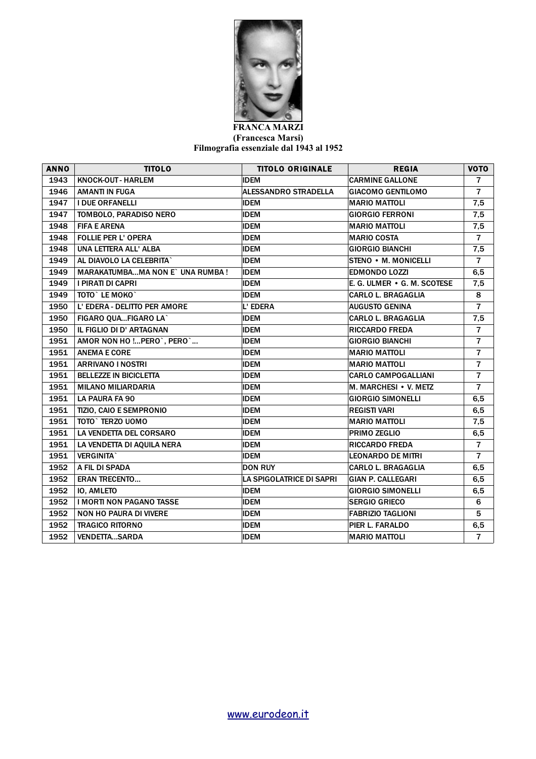**FRANCA MARZI**
**(Francesca Marsi)**
**Filmografia essenziale dal 1943 al 1952**

| ANNO | TITOLO | TITOLO ORIGINALE | REGIA | VOTO |
|---|---|---|---|---|
| 1943 | KNOCK-OUT - HARLEM | IDEM | CARMINE GALLONE | 7 |
| 1946 | AMANTI IN FUGA | ALESSANDRO STRADELLA | GIACOMO GENTILOMO | 7 |
| 1947 | I DUE ORFANELLI | IDEM | MARIO MATTOLI | 7,5 |
| 1947 | TOMBOLO, PARADISO NERO | IDEM | GIORGIO FERRONI | 7,5 |
| 1948 | FIFA E ARENA | IDEM | MARIO MATTOLI | 7,5 |
| 1948 | FOLLIE PER L' OPERA | IDEM | MARIO COSTA | 7 |
| 1948 | UNA LETTERA ALL' ALBA | IDEM | GIORGIO BIANCHI | 7,5 |
| 1949 | AL DIAVOLO LA CELEBRITA` | IDEM | STENO • M. MONICELLI | 7 |
| 1949 | MARAKATUMBA...MA NON E` UNA RUMBA ! | IDEM | EDMONDO LOZZI | 6,5 |
| 1949 | I PIRATI DI CAPRI | IDEM | E. G. ULMER • G. M. SCOTESE | 7,5 |
| 1949 | TOTO` LE MOKO` | IDEM | CARLO L. BRAGAGLIA | 8 |
| 1950 | L' EDERA - DELITTO PER AMORE | L' EDERA | AUGUSTO GENINA | 7 |
| 1950 | FIGARO QUA...FIGARO LA` | IDEM | CARLO L. BRAGAGLIA | 7,5 |
| 1950 | IL FIGLIO DI D' ARTAGNAN | IDEM | RICCARDO FREDA | 7 |
| 1951 | AMOR NON HO !...PERO`, PERO`... | IDEM | GIORGIO BIANCHI | 7 |
| 1951 | ANEMA E CORE | IDEM | MARIO MATTOLI | 7 |
| 1951 | ARRIVANO I NOSTRI | IDEM | MARIO MATTOLI | 7 |
| 1951 | BELLEZZE IN BICICLETTA | IDEM | CARLO CAMPOGALLIANI | 7 |
| 1951 | MILANO MILIARDARIA | IDEM | M. MARCHESI • V. METZ | 7 |
| 1951 | LA PAURA FA 90 | IDEM | GIORGIO SIMONELLI | 6,5 |
| 1951 | TIZIO, CAIO E SEMPRONIO | IDEM | REGISTI VARI | 6,5 |
| 1951 | TOTO` TERZO UOMO | IDEM | MARIO MATTOLI | 7,5 |
| 1951 | LA VENDETTA DEL CORSARO | IDEM | PRIMO ZEGLIO | 6,5 |
| 1951 | LA VENDETTA DI AQUILA NERA | IDEM | RICCARDO FREDA | 7 |
| 1951 | VERGINITA` | IDEM | LEONARDO DE MITRI | 7 |
| 1952 | A FIL DI SPADA | DON RUY | CARLO L. BRAGAGLIA | 6,5 |
| 1952 | ERAN TRECENTO... | LA SPIGOLATRICE DI SAPRI | GIAN P. CALLEGARI | 6,5 |
| 1952 | IO, AMLETO | IDEM | GIORGIO SIMONELLI | 6,5 |
| 1952 | I MORTI NON PAGANO TASSE | IDEM | SERGIO GRIECO | 6 |
| 1952 | NON HO PAURA DI VIVERE | IDEM | FABRIZIO TAGLIONI | 5 |
| 1952 | TRAGICO RITORNO | IDEM | PIER L. FARALDO | 6,5 |
| 1952 | VENDETTA...SARDA | IDEM | MARIO MATTOLI | 7 |

www.eurodeon.it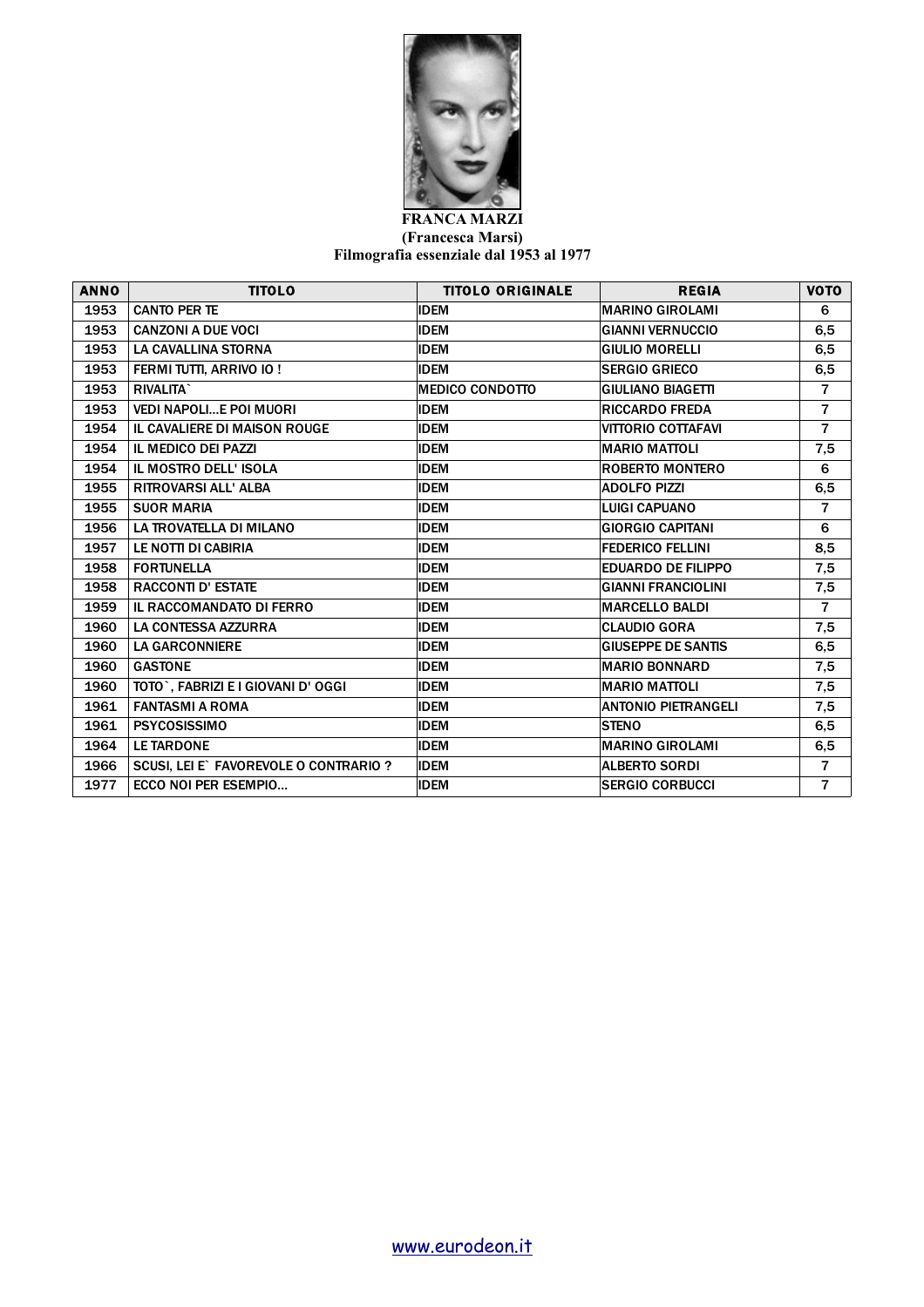**FRANCA MARZI**
**(Francesca Marsi)**
**Filmografia essenziale dal 1953 al 1977**

| ANNO | TITOLO | TITOLO ORIGINALE | REGIA | VOTO |
|---|---|---|---|---|
| 1953 | CANTO PER TE | IDEM | MARINO GIROLAMI | 6 |
| 1953 | CANZONI A DUE VOCI | IDEM | GIANNI VERNUCCIO | 6,5 |
| 1953 | LA CAVALLINA STORNA | IDEM | GIULIO MORELLI | 6,5 |
| 1953 | FERMI TUTTI, ARRIVO IO ! | IDEM | SERGIO GRIECO | 6,5 |
| 1953 | RIVALITA` | MEDICO CONDOTTO | GIULIANO BIAGETTI | 7 |
| 1953 | VEDI NAPOLI...E POI MUORI | IDEM | RICCARDO FREDA | 7 |
| 1954 | IL CAVALIERE DI MAISON ROUGE | IDEM | VITTORIO COTTAFAVI | 7 |
| 1954 | IL MEDICO DEI PAZZI | IDEM | MARIO MATTOLI | 7,5 |
| 1954 | IL MOSTRO DELL' ISOLA | IDEM | ROBERTO MONTERO | 6 |
| 1955 | RITROVARSI ALL' ALBA | IDEM | ADOLFO PIZZI | 6,5 |
| 1955 | SUOR MARIA | IDEM | LUIGI CAPUANO | 7 |
| 1956 | LA TROVATELLA DI MILANO | IDEM | GIORGIO CAPITANI | 6 |
| 1957 | LE NOTTI DI CABIRIA | IDEM | FEDERICO FELLINI | 8,5 |
| 1958 | FORTUNELLA | IDEM | EDUARDO DE FILIPPO | 7,5 |
| 1958 | RACCONTI D' ESTATE | IDEM | GIANNI FRANCIOLINI | 7,5 |
| 1959 | IL RACCOMANDATO DI FERRO | IDEM | MARCELLO BALDI | 7 |
| 1960 | LA CONTESSA AZZURRA | IDEM | CLAUDIO GORA | 7,5 |
| 1960 | LA GARCONNIERE | IDEM | GIUSEPPE DE SANTIS | 6,5 |
| 1960 | GASTONE | IDEM | MARIO BONNARD | 7,5 |
| 1960 | TOTO`, FABRIZI E I GIOVANI D' OGGI | IDEM | MARIO MATTOLI | 7,5 |
| 1961 | FANTASMI A ROMA | IDEM | ANTONIO PIETRANGELI | 7,5 |
| 1961 | PSYCOSISSIMO | IDEM | STENO | 6,5 |
| 1964 | LE TARDONE | IDEM | MARINO GIROLAMI | 6,5 |
| 1966 | SCUSI, LEI E` FAVOREVOLE O CONTRARIO ? | IDEM | ALBERTO SORDI | 7 |
| 1977 | ECCO NOI PER ESEMPIO... | IDEM | SERGIO CORBUCCI | 7 |

www.eurodeon.it